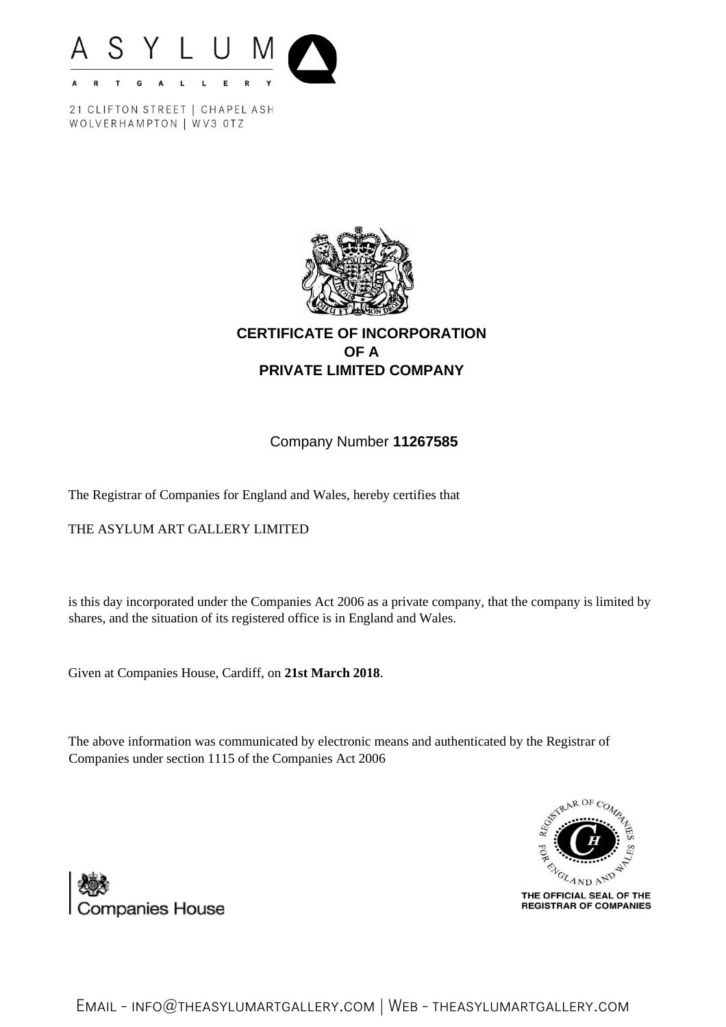ASYLUM ART GALLERY

21 CLIFTON STREET | CHAPEL ASH
WOLVERHAMPTON | WV3 0TZ

# CERTIFICATE OF INCORPORATION OF A PRIVATE LIMITED COMPANY

Company Number **11267585**

The Registrar of Companies for England and Wales, hereby certifies that

THE ASYLUM ART GALLERY LIMITED

is this day incorporated under the Companies Act 2006 as a private company, that the company is limited by shares, and the situation of its registered office is in England and Wales.

Given at Companies House, Cardiff, on **21st March 2018**.

The above information was communicated by electronic means and authenticated by the Registrar of Companies under section 1115 of the Companies Act 2006

Companies House

REGISTRAR OF COMPANIES FOR ENGLAND AND WALES

THE OFFICIAL SEAL OF THE REGISTRAR OF COMPANIES

EMAIL - INFO@THEASYLUMARTGALLERY.COM | WEB - THEASYLUMARTGALLERY.COM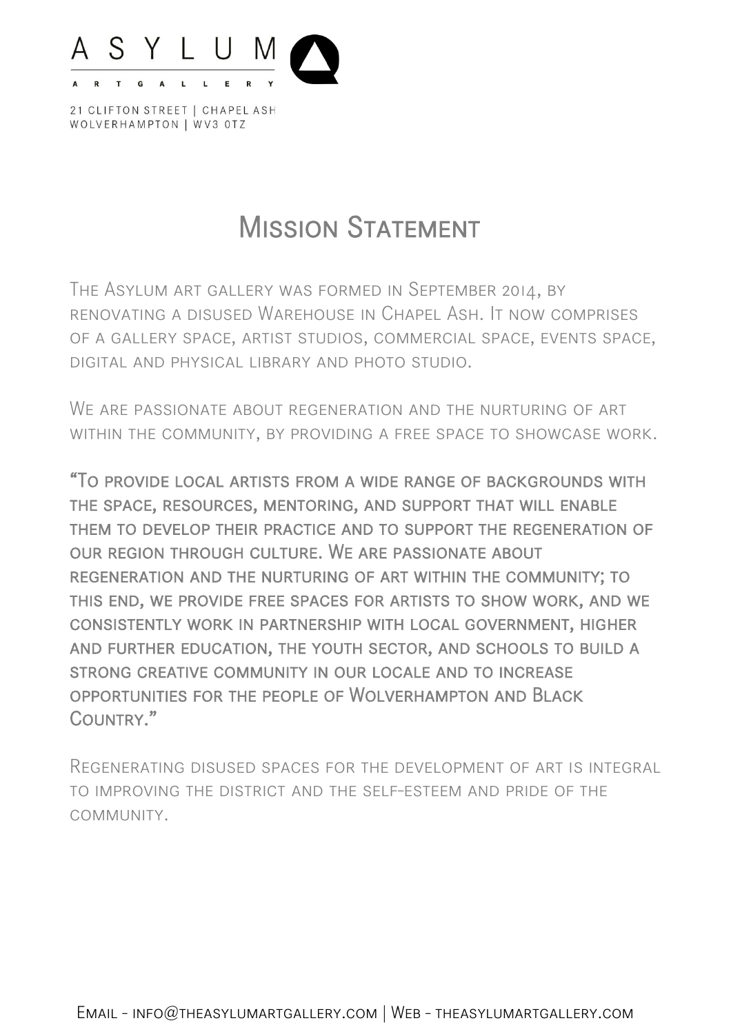ASYLUM

ART GALLERY

21 CLIFTON STREET | CHAPEL ASH
WOLVERHAMPTON | WV3 0TZ

# Mission Statement

The Asylum art gallery was formed in September 2014, by renovating a disused Warehouse in Chapel Ash. It now comprises of a gallery space, artist studios, commercial space, events space, digital and physical library and photo studio.

We are passionate about regeneration and the nurturing of art within the community, by providing a free space to showcase work.

**"To provide local artists from a wide range of backgrounds with the space, resources, mentoring, and support that will enable them to develop their practice and to support the regeneration of our region through culture. We are passionate about regeneration and the nurturing of art within the community; to this end, we provide free spaces for artists to show work, and we consistently work in partnership with local government, higher and further education, the youth sector, and schools to build a strong creative community in our locale and to increase opportunities for the people of Wolverhampton and Black Country."**

Regenerating disused spaces for the development of art is integral to improving the district and the self-esteem and pride of the community.

Email - info@theasylumartgallery.com | Web - theasylumartgallery.com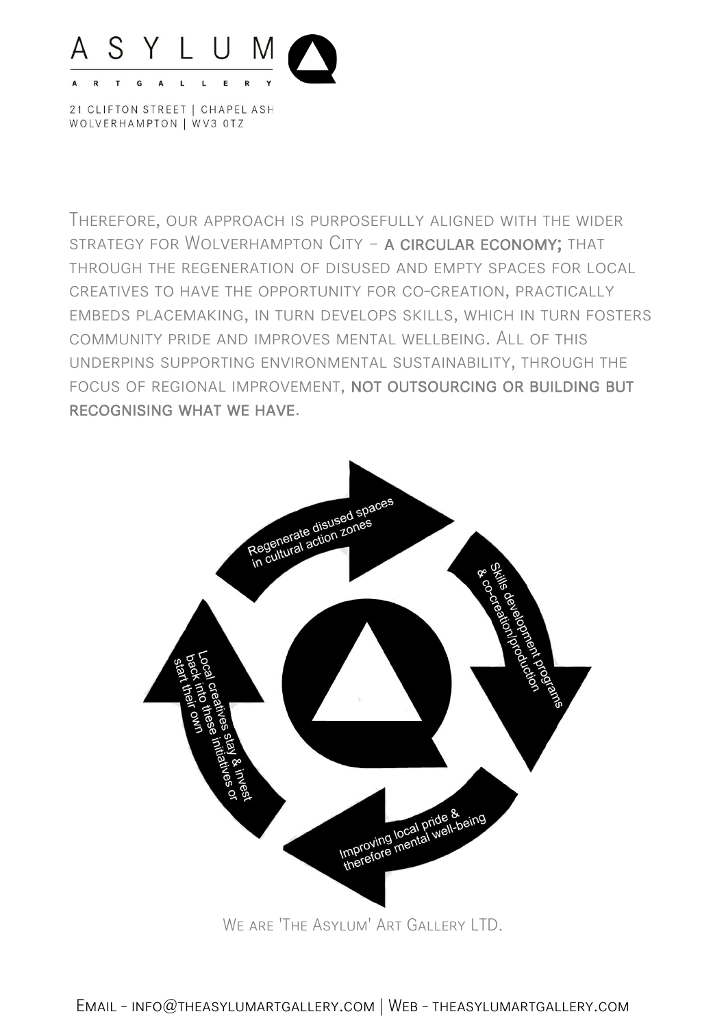Therefore, our approach is purposefully aligned with the wider strategy for Wolverhampton City – **a circular economy;** that through the regeneration of disused and empty spaces for local creatives to have the opportunity for co-creation, practically embeds placemaking, in turn develops skills, which in turn fosters community pride and improves mental wellbeing. All of this underpins supporting environmental sustainability, through the focus of regional improvement, **not outsourcing or building but recognising what we have**.

- Regenerate disused spaces in cultural action zones
- Skills development programs & co-creation/production
- Improving local pride & therefore mental well-being
- Local creatives stay & invest back into these initiatives or start their own

We are 'The Asylum' Art Gallery LTD.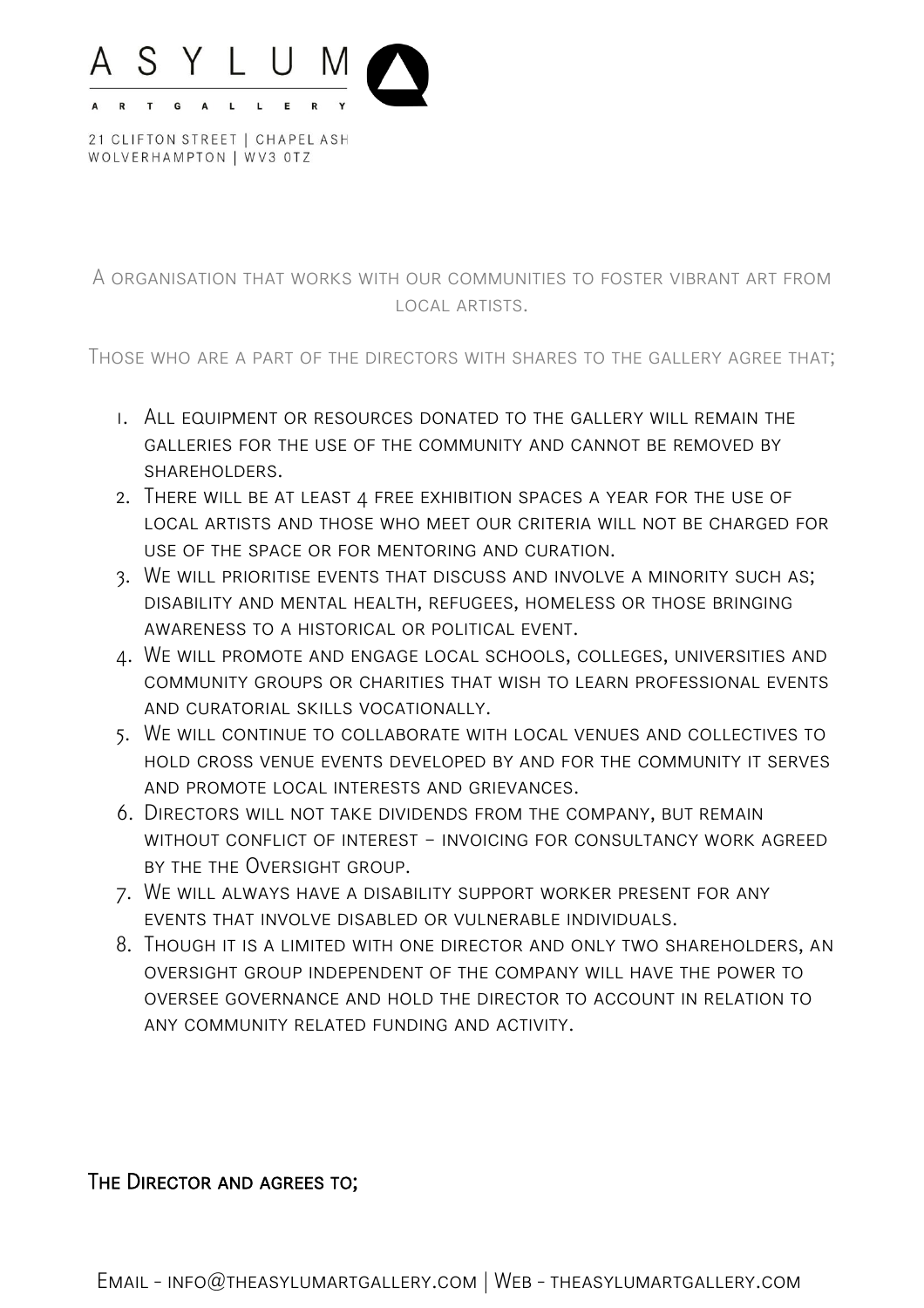ASYLUM

ART GALLERY

21 CLIFTON STREET | CHAPEL ASH
WOLVERHAMPTON | WV3 0TZ

A organisation that works with our communities to foster vibrant art from local artists.

Those who are a part of the directors with shares to the gallery agree that;

1. All equipment or resources donated to the gallery will remain the galleries for the use of the community and cannot be removed by shareholders.
2. There will be at least 4 free exhibition spaces a year for the use of local artists and those who meet our criteria will not be charged for use of the space or for mentoring and curation.
3. We will prioritise events that discuss and involve a minority such as; disability and mental health, refugees, homeless or those bringing awareness to a historical or political event.
4. We will promote and engage local schools, colleges, universities and community groups or charities that wish to learn professional events and curatorial skills vocationally.
5. We will continue to collaborate with local venues and collectives to hold cross venue events developed by and for the community it serves and promote local interests and grievances.
6. Directors will not take dividends from the company, but remain without conflict of interest - invoicing for consultancy work agreed by the the Oversight group.
7. We will always have a disability support worker present for any events that involve disabled or vulnerable individuals.
8. Though it is a limited with one director and only two shareholders, an oversight group independent of the company will have the power to oversee governance and hold the director to account in relation to any community related funding and activity.

**The Director and agrees to;**

Email - info@theasylumartgallery.com | Web - theasylumartgallery.com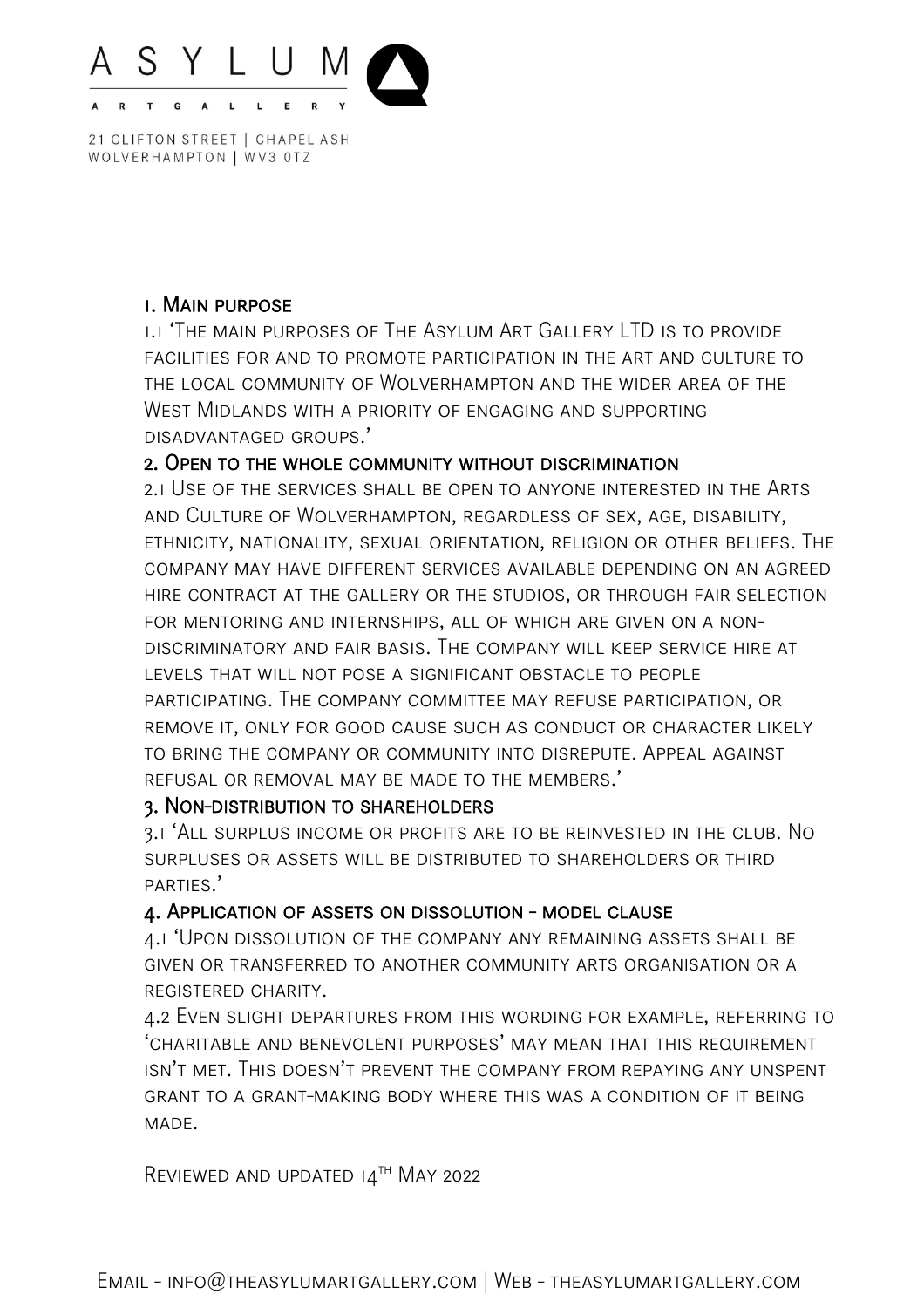### 1. Main purpose

1.1 'The main purposes of The Asylum Art Gallery LTD is to provide facilities for and to promote participation in the art and culture to the local community of Wolverhampton and the wider area of the West Midlands with a priority of engaging and supporting disadvantaged groups.'

### 2. Open to the whole community without discrimination

2.1 Use of the services shall be open to anyone interested in the Arts and Culture of Wolverhampton, regardless of sex, age, disability, ethnicity, nationality, sexual orientation, religion or other beliefs. The company may have different services available depending on an agreed hire contract at the gallery or the studios, or through fair selection for mentoring and internships, all of which are given on a non-discriminatory and fair basis. The company will keep service hire at levels that will not pose a significant obstacle to people participating. The company committee may refuse participation, or remove it, only for good cause such as conduct or character likely to bring the company or community into disrepute. Appeal against refusal or removal may be made to the members.'

### 3. Non-distribution to shareholders

3.1 'All surplus income or profits are to be reinvested in the club. No surpluses or assets will be distributed to shareholders or third parties.'

### 4. Application of assets on dissolution - model clause

4.1 'Upon dissolution of the company any remaining assets shall be given or transferred to another community arts organisation or a registered charity.

4.2 Even slight departures from this wording for example, referring to 'charitable and benevolent purposes' may mean that this requirement isn't met. This doesn't prevent the company from repaying any unspent grant to a grant-making body where this was a condition of it being made.

Reviewed and updated 14th May 2022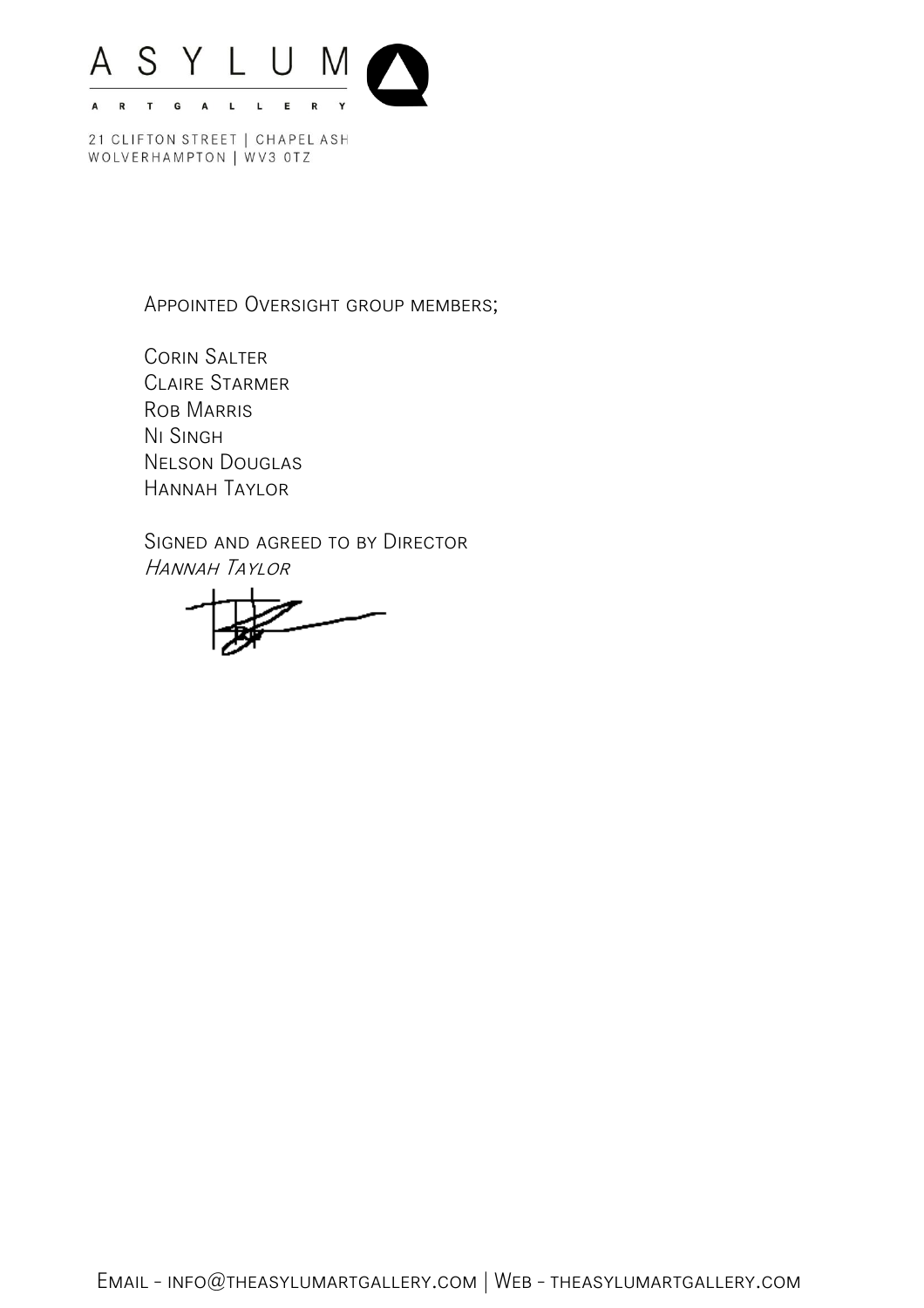Appointed Oversight group members;

Corin Salter
Claire Starmer
Rob Marris
Ni Singh
Nelson Douglas
Hannah Taylor

Signed and agreed to by Director
*Hannah Taylor*